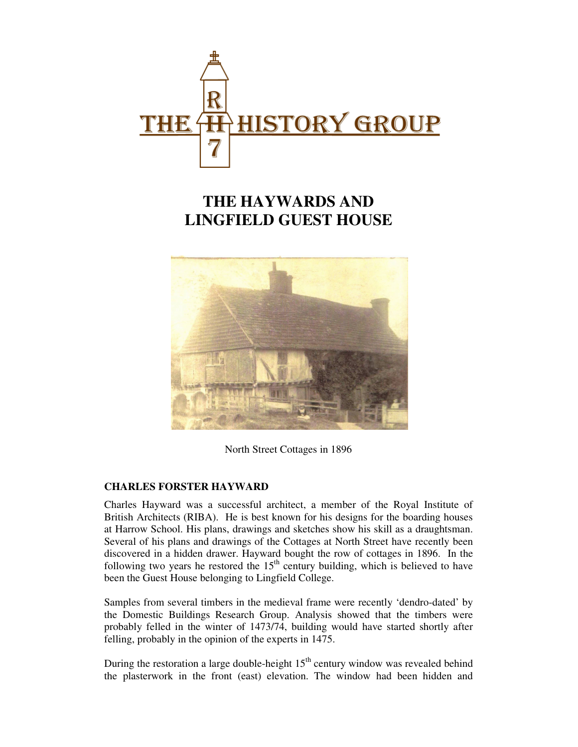# THE HAYWARDS AND LINGFIELD GUEST HOUSE

North Street Cottages in 1896

## CHARLES FORSTER HAYWARD

Charles Hayward was a successful architect, a member of the Royal Institute of British Architects (RIBA). He is best known for his designs for the boarding houses at Harrow School. His plans, drawings and sketches show his skill as a draughtsman. Several of his plans and drawings of the Cottages at North Street have recently been discovered in a hidden drawer. Hayward bought the row of cottages in 1896. In the following two years he restored the 15th century building, which is believed to have been the Guest House belonging to Lingfield College.

Samples from several timbers in the medieval frame were recently 'dendro-dated' by the Domestic Buildings Research Group. Analysis showed that the timbers were probably felled in the winter of 1473/74, building would have started shortly after felling, probably in the opinion of the experts in 1475.

During the restoration a large double-height 15th century window was revealed behind the plasterwork in the front (east) elevation. The window had been hidden and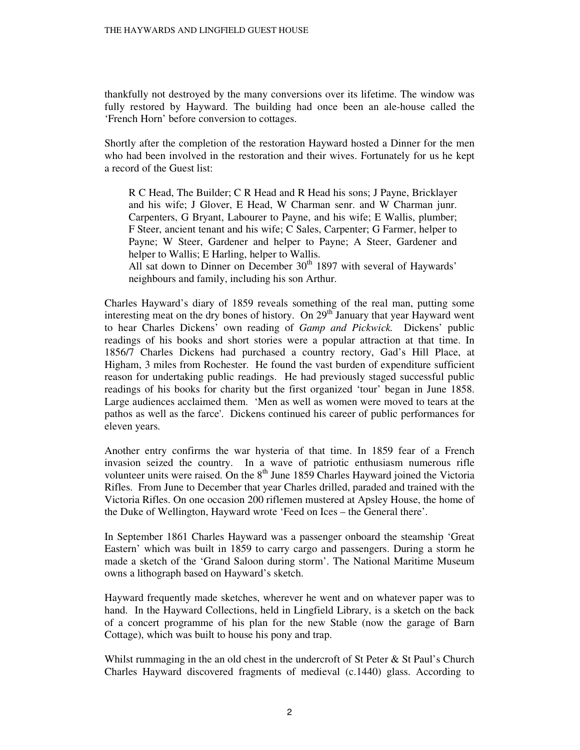thankfully not destroyed by the many conversions over its lifetime. The window was fully restored by Hayward. The building had once been an ale-house called the 'French Horn' before conversion to cottages.

Shortly after the completion of the restoration Hayward hosted a Dinner for the men who had been involved in the restoration and their wives. Fortunately for us he kept a record of the Guest list:

> R C Head, The Builder; C R Head and R Head his sons; J Payne, Bricklayer and his wife; J Glover, E Head, W Charman senr. and W Charman junr. Carpenters, G Bryant, Labourer to Payne, and his wife; E Wallis, plumber; F Steer, ancient tenant and his wife; C Sales, Carpenter; G Farmer, helper to Payne; W Steer, Gardener and helper to Payne; A Steer, Gardener and helper to Wallis; E Harling, helper to Wallis.
> All sat down to Dinner on December 30th 1897 with several of Haywards' neighbours and family, including his son Arthur.

Charles Hayward's diary of 1859 reveals something of the real man, putting some interesting meat on the dry bones of history. On 29th January that year Hayward went to hear Charles Dickens' own reading of *Gamp and Pickwick.* Dickens' public readings of his books and short stories were a popular attraction at that time. In 1856/7 Charles Dickens had purchased a country rectory, Gad's Hill Place, at Higham, 3 miles from Rochester. He found the vast burden of expenditure sufficient reason for undertaking public readings. He had previously staged successful public readings of his books for charity but the first organized 'tour' began in June 1858. Large audiences acclaimed them. 'Men as well as women were moved to tears at the pathos as well as the farce'. Dickens continued his career of public performances for eleven years.

Another entry confirms the war hysteria of that time. In 1859 fear of a French invasion seized the country. In a wave of patriotic enthusiasm numerous rifle volunteer units were raised. On the 8th June 1859 Charles Hayward joined the Victoria Rifles. From June to December that year Charles drilled, paraded and trained with the Victoria Rifles. On one occasion 200 riflemen mustered at Apsley House, the home of the Duke of Wellington, Hayward wrote 'Feed on Ices – the General there'.

In September 1861 Charles Hayward was a passenger onboard the steamship 'Great Eastern' which was built in 1859 to carry cargo and passengers. During a storm he made a sketch of the 'Grand Saloon during storm'. The National Maritime Museum owns a lithograph based on Hayward's sketch.

Hayward frequently made sketches, wherever he went and on whatever paper was to hand. In the Hayward Collections, held in Lingfield Library, is a sketch on the back of a concert programme of his plan for the new Stable (now the garage of Barn Cottage), which was built to house his pony and trap.

Whilst rummaging in the an old chest in the undercroft of St Peter & St Paul's Church Charles Hayward discovered fragments of medieval (c.1440) glass. According to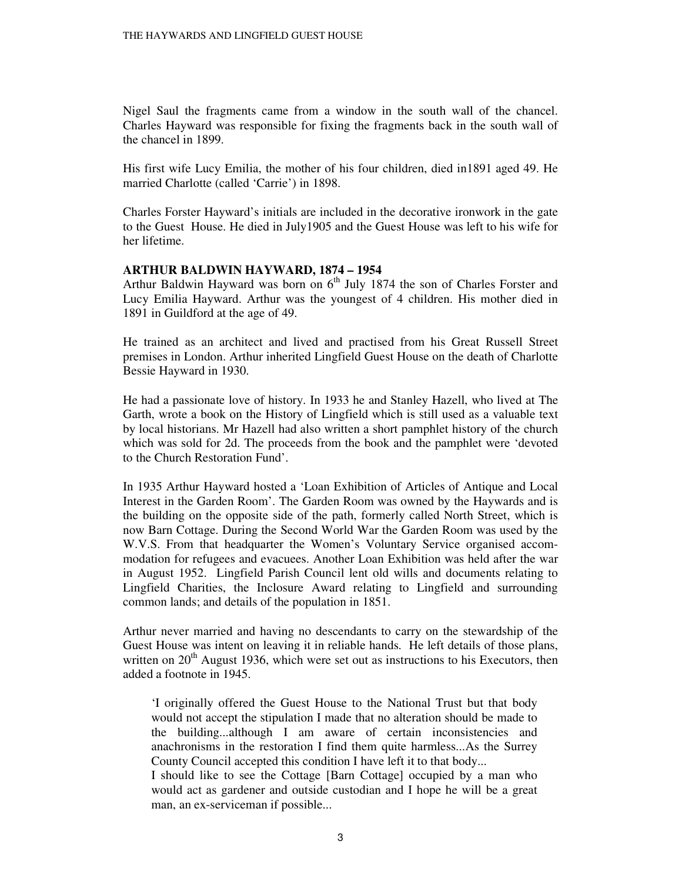Nigel Saul the fragments came from a window in the south wall of the chancel. Charles Hayward was responsible for fixing the fragments back in the south wall of the chancel in 1899.

His first wife Lucy Emilia, the mother of his four children, died in1891 aged 49. He married Charlotte (called 'Carrie') in 1898.

Charles Forster Hayward's initials are included in the decorative ironwork in the gate to the Guest House. He died in July1905 and the Guest House was left to his wife for her lifetime.

### ARTHUR BALDWIN HAYWARD, 1874 – 1954

Arthur Baldwin Hayward was born on 6th July 1874 the son of Charles Forster and Lucy Emilia Hayward. Arthur was the youngest of 4 children. His mother died in 1891 in Guildford at the age of 49.

He trained as an architect and lived and practised from his Great Russell Street premises in London. Arthur inherited Lingfield Guest House on the death of Charlotte Bessie Hayward in 1930.

He had a passionate love of history. In 1933 he and Stanley Hazell, who lived at The Garth, wrote a book on the History of Lingfield which is still used as a valuable text by local historians. Mr Hazell had also written a short pamphlet history of the church which was sold for 2d. The proceeds from the book and the pamphlet were 'devoted to the Church Restoration Fund'.

In 1935 Arthur Hayward hosted a 'Loan Exhibition of Articles of Antique and Local Interest in the Garden Room'. The Garden Room was owned by the Haywards and is the building on the opposite side of the path, formerly called North Street, which is now Barn Cottage. During the Second World War the Garden Room was used by the W.V.S. From that headquarter the Women's Voluntary Service organised accommodation for refugees and evacuees. Another Loan Exhibition was held after the war in August 1952. Lingfield Parish Council lent old wills and documents relating to Lingfield Charities, the Inclosure Award relating to Lingfield and surrounding common lands; and details of the population in 1851.

Arthur never married and having no descendants to carry on the stewardship of the Guest House was intent on leaving it in reliable hands. He left details of those plans, written on 20th August 1936, which were set out as instructions to his Executors, then added a footnote in 1945.

> 'I originally offered the Guest House to the National Trust but that body would not accept the stipulation I made that no alteration should be made to the building...although I am aware of certain inconsistencies and anachronisms in the restoration I find them quite harmless...As the Surrey County Council accepted this condition I have left it to that body...
>
> I should like to see the Cottage [Barn Cottage] occupied by a man who would act as gardener and outside custodian and I hope he will be a great man, an ex-serviceman if possible...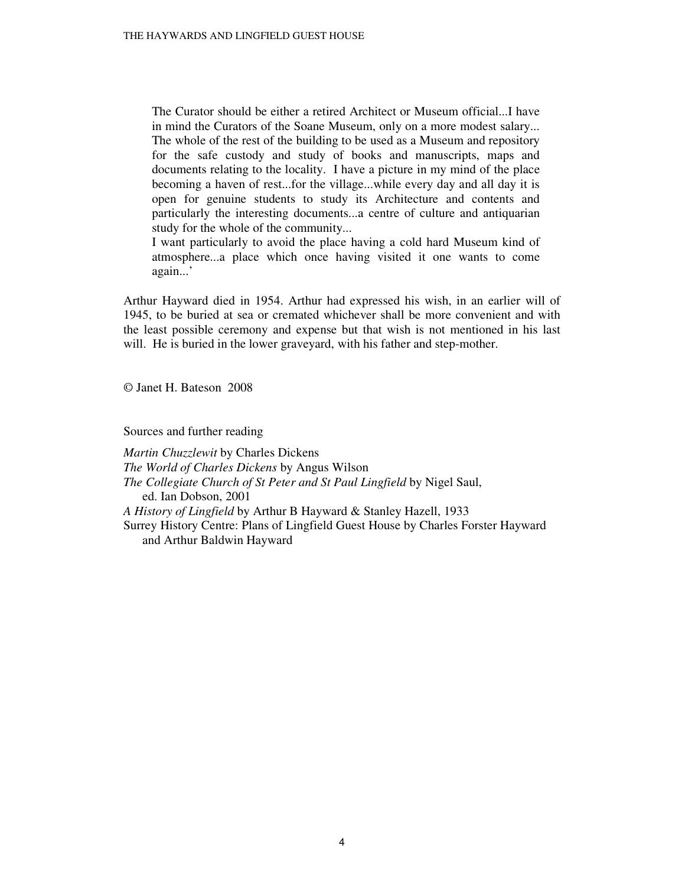> The Curator should be either a retired Architect or Museum official...I have in mind the Curators of the Soane Museum, only on a more modest salary... The whole of the rest of the building to be used as a Museum and repository for the safe custody and study of books and manuscripts, maps and documents relating to the locality. I have a picture in my mind of the place becoming a haven of rest...for the village...while every day and all day it is open for genuine students to study its Architecture and contents and particularly the interesting documents...a centre of culture and antiquarian study for the whole of the community...
>
> I want particularly to avoid the place having a cold hard Museum kind of atmosphere...a place which once having visited it one wants to come again...'

Arthur Hayward died in 1954. Arthur had expressed his wish, in an earlier will of 1945, to be buried at sea or cremated whichever shall be more convenient and with the least possible ceremony and expense but that wish is not mentioned in his last will. He is buried in the lower graveyard, with his father and step-mother.

© Janet H. Bateson 2008

Sources and further reading

*Martin Chuzzlewit* by Charles Dickens
*The World of Charles Dickens* by Angus Wilson
*The Collegiate Church of St Peter and St Paul Lingfield* by Nigel Saul, ed. Ian Dobson, 2001
*A History of Lingfield* by Arthur B Hayward & Stanley Hazell, 1933
Surrey History Centre: Plans of Lingfield Guest House by Charles Forster Hayward and Arthur Baldwin Hayward